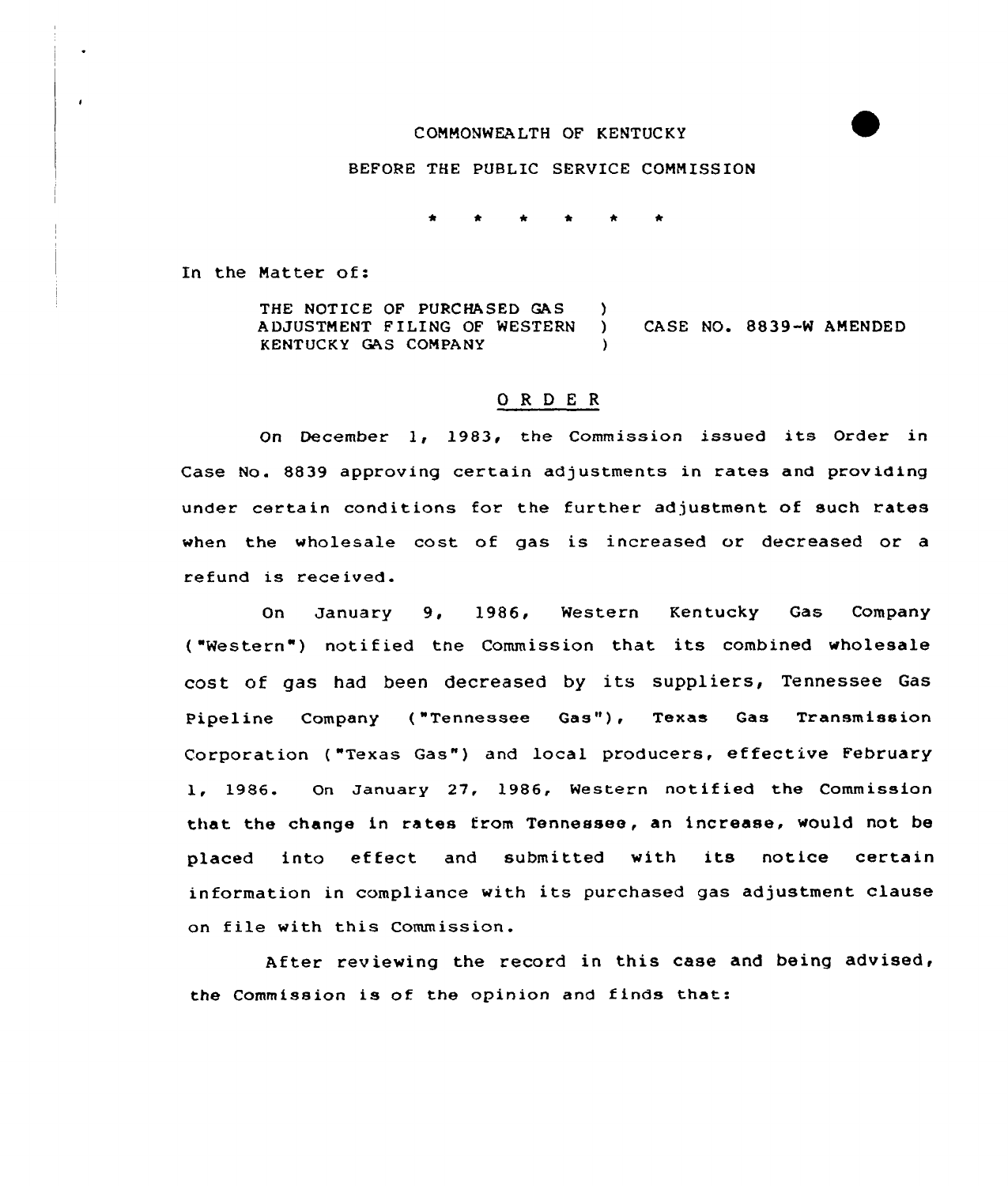COMMONWEALTH OF KENTUCKY

BEFORE THE PUBLIC SERVICE COMMISSION

\* \* \* \* \* \*

In the Matter of:

THE NOTICE OF PURCHASED GAS ADJUSTMENT FILING OF WESTERN KENTUCKY GAS COMPANY ) CASE NO. 8839-W AMENDED

## O R D E R

On December 1, 1983, the Commission issued its Order in Case No. 8839 approving certain adjustments in rates and providing under certain conditions for the further adjustment of such rates when the wholesale cost of gas is increased or decreased or a refund is received.

On January 9, 1986, Western Kentucky Gas Company ("Western") notified the Commission that its combined wholesale cost of gas had been decreased by its suppliers, Tennessee Gas Pipeline Company ("Tennessee Gas"), Texas Gas Transmission Corporation ("Texas Gas") and local producers, effective February 1, 1986. On January 27, 1986, Western notified the Commission that the change in rates from Tennessee, an increase, would not be placed into effect and submitted with its notice certain information in compliance with its purchased gas adjustment clause on file with this Commission.

After reviewing the record in this case and being advised, the Commission is of the opinion and finds that: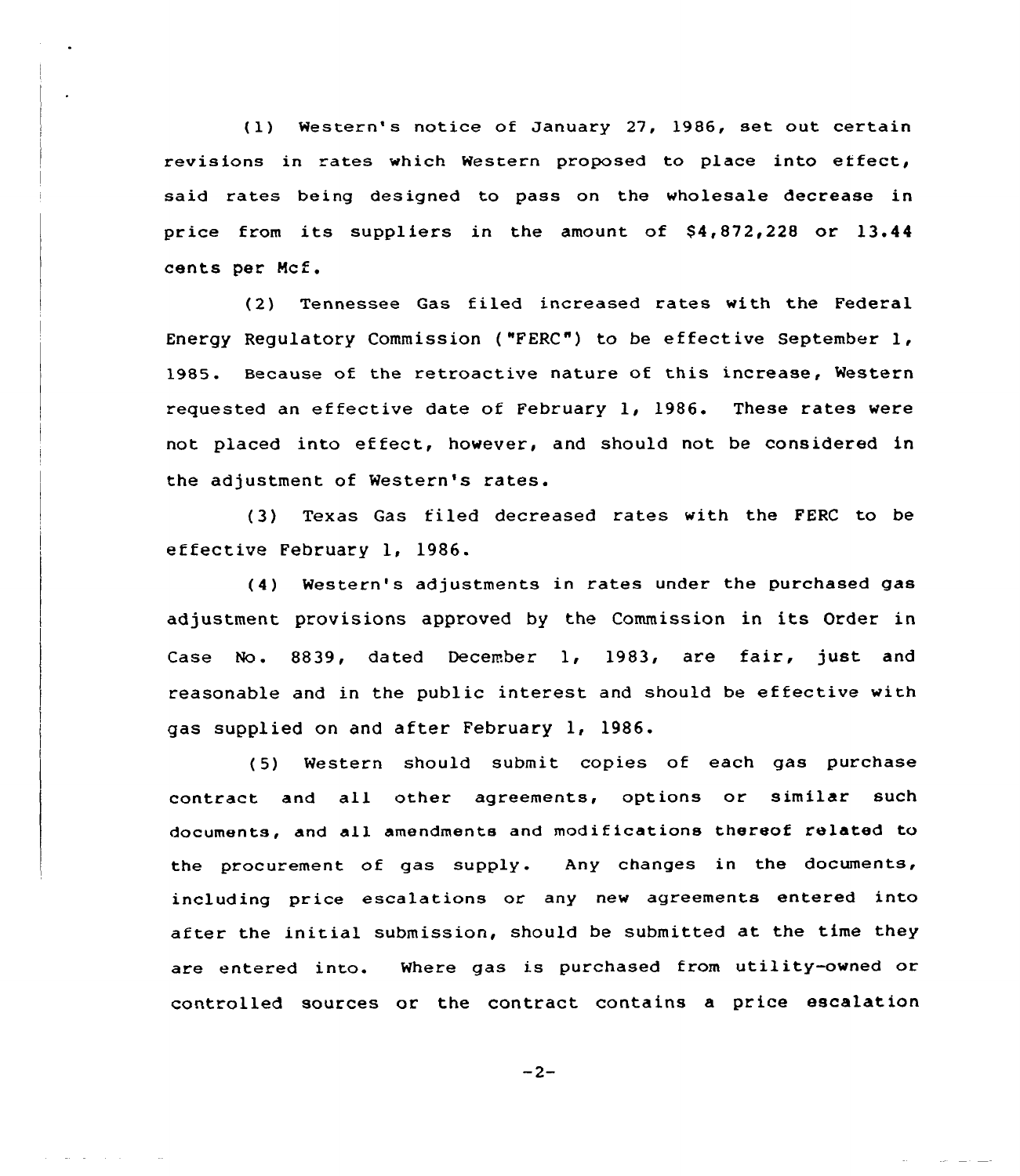(1) Western's notice of January 27, 1986, set out certain revisions in rates which Western proposed to place into effect, said rates being designed to pass on the wholesale decrease in price from its suppliers in the amount of $4,872,228 or 13.44 cents per Mcf.

(2) Tennessee Gas filed increased rates with the Federal Energy Regulatory Commission ("FERC") to be effective September 1, 1985. Because of the retroactive nature of this increase, Western requested an effective date of February 1, 1986. These rates were not placed into effect, however, and should not be considered in the adjustment of Western's rates.

(3) Texas Gas filed decreased rates with the FERC to be effective February 1, 1986.

(4) Western's adjustments in rates under the purchased gas adjustment provisions approved by the Commission in its Order in Case No. 8839, dated December 1, 1983, are fair, just and reasonable and in the public interest and should be effective with gas supplied on and after February 1, 1986.

(5) Western should submit copies of each gas purchase contract and all other agreements, options or similar such documents, and all amendments and modifications thereof related to the procurement of gas supply. Any changes in the documents, including price escalations or any new agreements entered into after the initial submission, should be submitted at the time they are entered into. Where gas is purchased from utility-owned or controlled sources or the contract contains a price escalation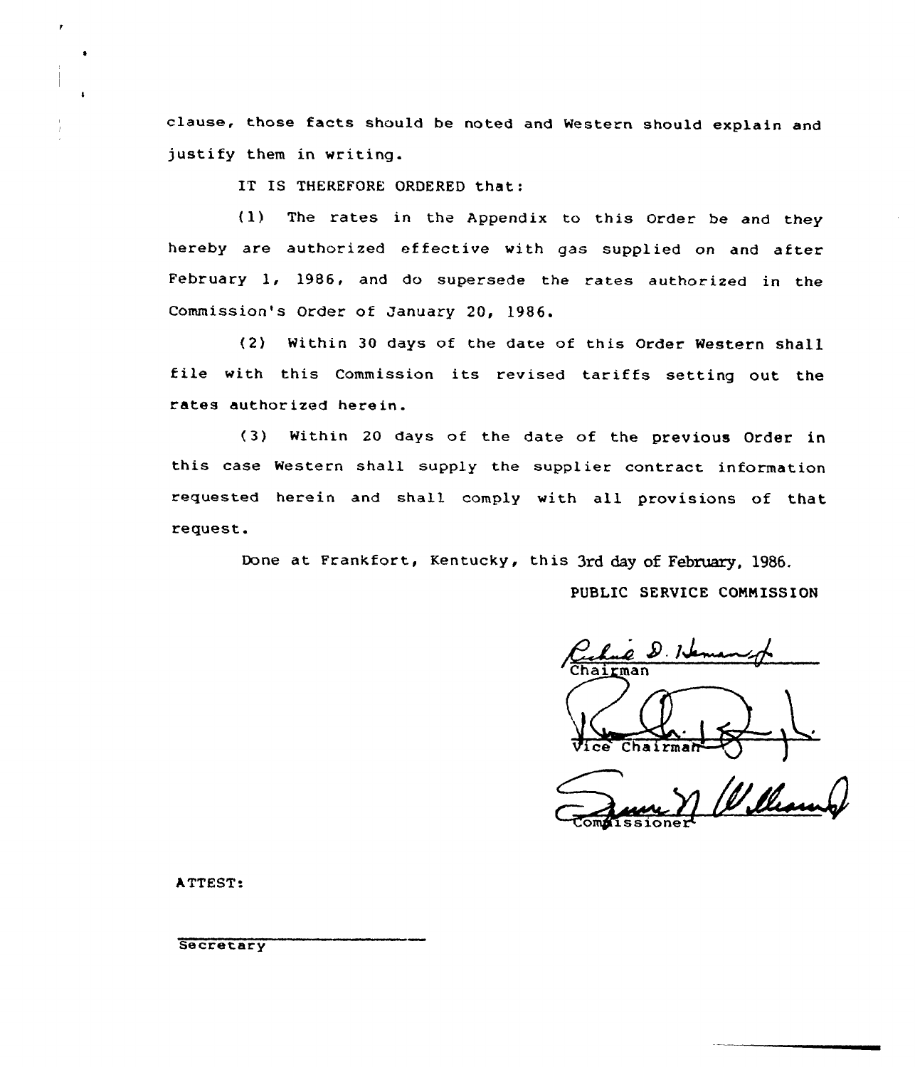clause, those facts should be noted and Western should explain and justify them in writing.

IT IS THEREFORE ORDERED that:

(1) The rates in the Appendix to this Order be and they hereby are authorized effective with gas supplied on and after February 1, 1986, and do supersede the rates authorized in the Commission's Order of January 20, 1986.

(2) Within 30 days of the date of this Order Western shall file with this Commission its revised tariffs setting out the rates authorized herein.

(3) Within 20 days of the date of the previous Order in this case Western shall supply the supplier contract information requested herein and shall comply with all provisions of that request.

Done at Frankfort, Kentucky, this 3rd day of February, 1986.

PUBLIC SERVICE COMMISSION

Chairman

Vice Chairman

Commissioner

ATTEST:

Secretary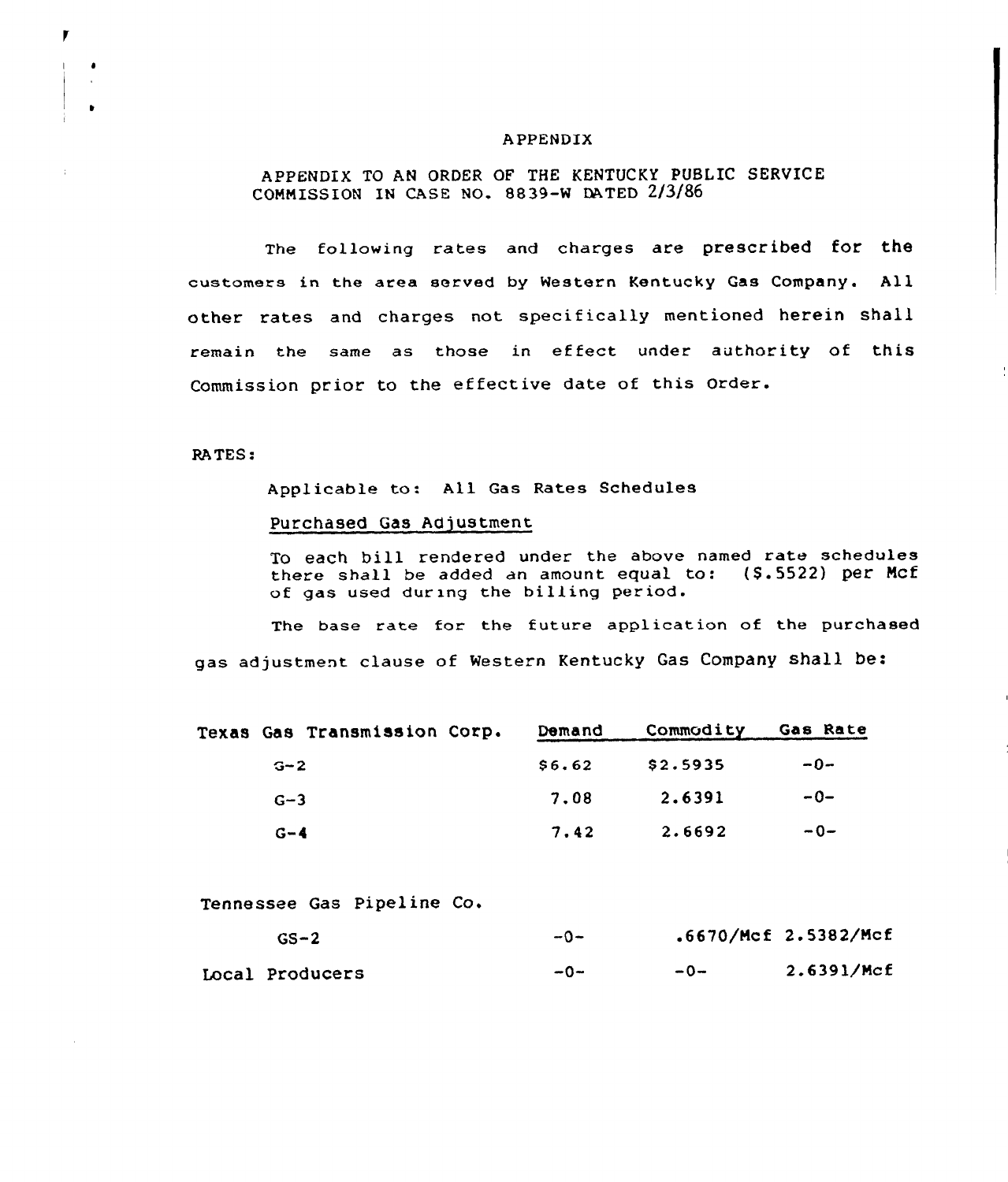# APPENDIX

APPENDIX TO AN ORDER OF THE KENTUCKY PUBLIC SERVICE COMMISSION IN CASE NO. 8839-W DATED 2/3/86

The following rates and charges are prescribed for the customers in the area served by Western Kentucky Gas Company. All other rates and charges not specifically mentioned herein shall remain the same as those in effect under authority of this Commission prior to the effective date of this Order.

RATES:

Applicable to: All Gas Rates Schedules

Purchased Gas Adjustment

To each bill rendered under the above named rate schedules there shall be added an amount equal to: ($.5522) per Mcf of gas used during the billing period.

The base rate for the future application of the purchased gas adjustment clause of Western Kentucky Gas Company shall be:

| Texas Gas Transmission Corp. | Demand | Commodity | Gas Rate |
|---|---|---|---|
| G-2 | $6.62 | $2.5935 | -0- |
| G-3 | 7.08 | 2.6391 | -0- |
| G-4 | 7.42 | 2.6692 | -0- |
| Tennessee Gas Pipeline Co. | | | |
| GS-2 | -0- | .6670/Mcf | 2.5382/Mcf |
| Local Producers | -0- | -0- | 2.6391/Mcf |